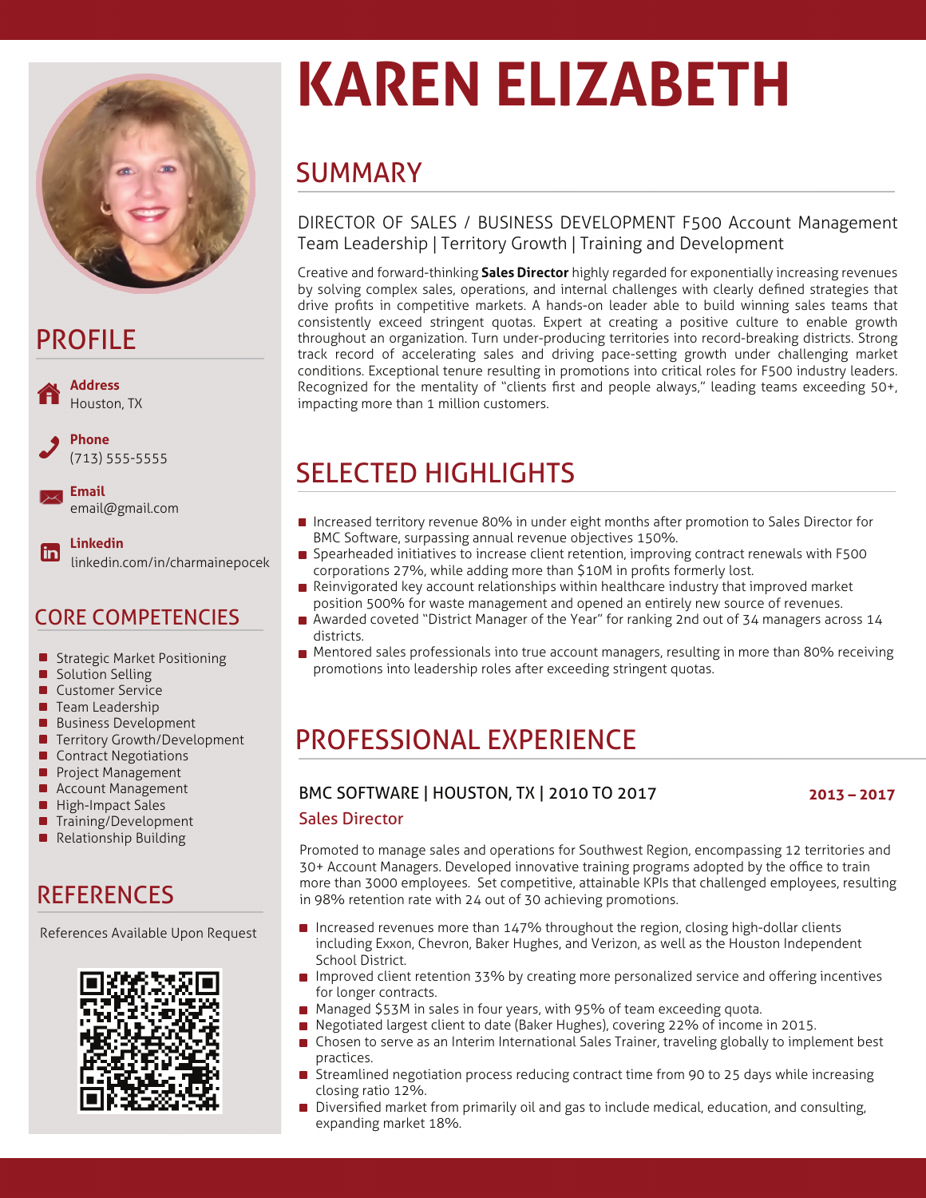# KAREN ELIZABETH

## PROFILE

**Address**
Houston, TX

**Phone**
(713) 555-5555

**Email**
email@gmail.com

**Linkedin**
linkedin.com/in/charmainepocek

## CORE COMPETENCIES

- Strategic Market Positioning
- Solution Selling
- Customer Service
- Team Leadership
- Business Development
- Territory Growth/Development
- Contract Negotiations
- Project Management
- Account Management
- High-Impact Sales
- Training/Development
- Relationship Building

## REFERENCES

References Available Upon Request

## SUMMARY

DIRECTOR OF SALES / BUSINESS DEVELOPMENT F500 Account Management Team Leadership | Territory Growth | Training and Development

Creative and forward-thinking **Sales Director** highly regarded for exponentially increasing revenues by solving complex sales, operations, and internal challenges with clearly defined strategies that drive profits in competitive markets. A hands-on leader able to build winning sales teams that consistently exceed stringent quotas. Expert at creating a positive culture to enable growth throughout an organization. Turn under-producing territories into record-breaking districts. Strong track record of accelerating sales and driving pace-setting growth under challenging market conditions. Exceptional tenure resulting in promotions into critical roles for F500 industry leaders. Recognized for the mentality of "clients first and people always," leading teams exceeding 50+, impacting more than 1 million customers.

## SELECTED HIGHLIGHTS

- Increased territory revenue 80% in under eight months after promotion to Sales Director for BMC Software, surpassing annual revenue objectives 150%.
- Spearheaded initiatives to increase client retention, improving contract renewals with F500 corporations 27%, while adding more than $10M in profits formerly lost.
- Reinvigorated key account relationships within healthcare industry that improved market position 500% for waste management and opened an entirely new source of revenues.
- Awarded coveted "District Manager of the Year" for ranking 2nd out of 34 managers across 14 districts.
- Mentored sales professionals into true account managers, resulting in more than 80% receiving promotions into leadership roles after exceeding stringent quotas.

## PROFESSIONAL EXPERIENCE

### BMC SOFTWARE | HOUSTON, TX | 2010 TO 2017

**Sales Director** — **2013 – 2017**

Promoted to manage sales and operations for Southwest Region, encompassing 12 territories and 30+ Account Managers. Developed innovative training programs adopted by the office to train more than 3000 employees. Set competitive, attainable KPIs that challenged employees, resulting in 98% retention rate with 24 out of 30 achieving promotions.

- Increased revenues more than 147% throughout the region, closing high-dollar clients including Exxon, Chevron, Baker Hughes, and Verizon, as well as the Houston Independent School District.
- Improved client retention 33% by creating more personalized service and offering incentives for longer contracts.
- Managed $53M in sales in four years, with 95% of team exceeding quota.
- Negotiated largest client to date (Baker Hughes), covering 22% of income in 2015.
- Chosen to serve as an Interim International Sales Trainer, traveling globally to implement best practices.
- Streamlined negotiation process reducing contract time from 90 to 25 days while increasing closing ratio 12%.
- Diversified market from primarily oil and gas to include medical, education, and consulting, expanding market 18%.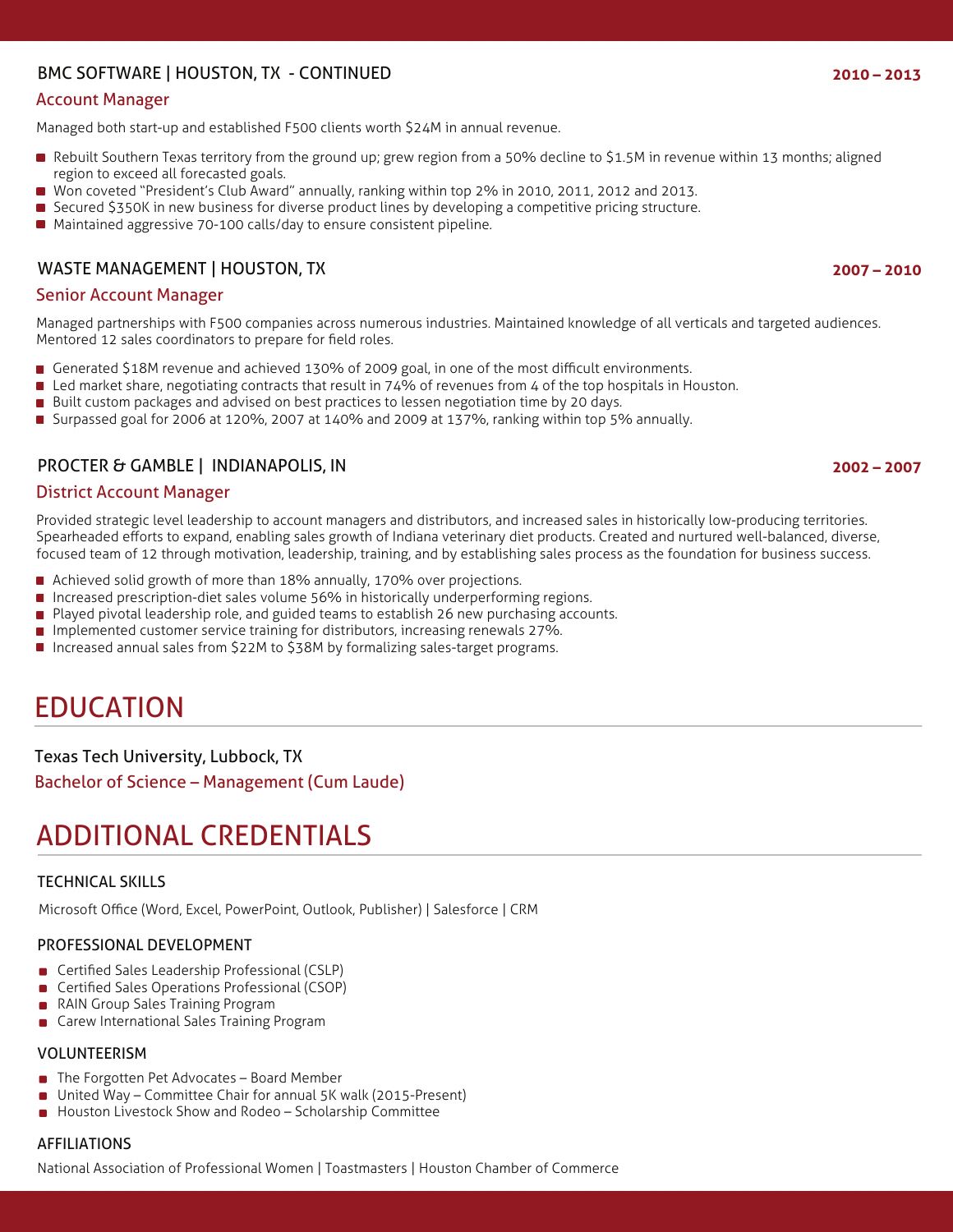### BMC SOFTWARE | HOUSTON, TX - CONTINUED **2010 – 2013**

#### Account Manager

Managed both start-up and established F500 clients worth $24M in annual revenue.

- Rebuilt Southern Texas territory from the ground up; grew region from a 50% decline to $1.5M in revenue within 13 months; aligned region to exceed all forecasted goals.
- Won coveted "President's Club Award" annually, ranking within top 2% in 2010, 2011, 2012 and 2013.
- Secured $350K in new business for diverse product lines by developing a competitive pricing structure.
- Maintained aggressive 70-100 calls/day to ensure consistent pipeline.

### WASTE MANAGEMENT | HOUSTON, TX **2007 – 2010**

#### Senior Account Manager

Managed partnerships with F500 companies across numerous industries. Maintained knowledge of all verticals and targeted audiences. Mentored 12 sales coordinators to prepare for field roles.

- Generated $18M revenue and achieved 130% of 2009 goal, in one of the most difficult environments.
- Led market share, negotiating contracts that result in 74% of revenues from 4 of the top hospitals in Houston.
- Built custom packages and advised on best practices to lessen negotiation time by 20 days.
- Surpassed goal for 2006 at 120%, 2007 at 140% and 2009 at 137%, ranking within top 5% annually.

### PROCTER & GAMBLE | INDIANAPOLIS, IN **2002 – 2007**

#### District Account Manager

Provided strategic level leadership to account managers and distributors, and increased sales in historically low-producing territories. Spearheaded efforts to expand, enabling sales growth of Indiana veterinary diet products. Created and nurtured well-balanced, diverse, focused team of 12 through motivation, leadership, training, and by establishing sales process as the foundation for business success.

- Achieved solid growth of more than 18% annually, 170% over projections.
- Increased prescription-diet sales volume 56% in historically underperforming regions.
- Played pivotal leadership role, and guided teams to establish 26 new purchasing accounts.
- Implemented customer service training for distributors, increasing renewals 27%.
- Increased annual sales from $22M to $38M by formalizing sales-target programs.

## EDUCATION

Texas Tech University, Lubbock, TX

Bachelor of Science – Management (Cum Laude)

## ADDITIONAL CREDENTIALS

### TECHNICAL SKILLS

Microsoft Office (Word, Excel, PowerPoint, Outlook, Publisher) | Salesforce | CRM

### PROFESSIONAL DEVELOPMENT

- Certified Sales Leadership Professional (CSLP)
- Certified Sales Operations Professional (CSOP)
- RAIN Group Sales Training Program
- Carew International Sales Training Program

### VOLUNTEERISM

- The Forgotten Pet Advocates – Board Member
- United Way – Committee Chair for annual 5K walk (2015-Present)
- Houston Livestock Show and Rodeo – Scholarship Committee

### AFFILIATIONS

National Association of Professional Women | Toastmasters | Houston Chamber of Commerce